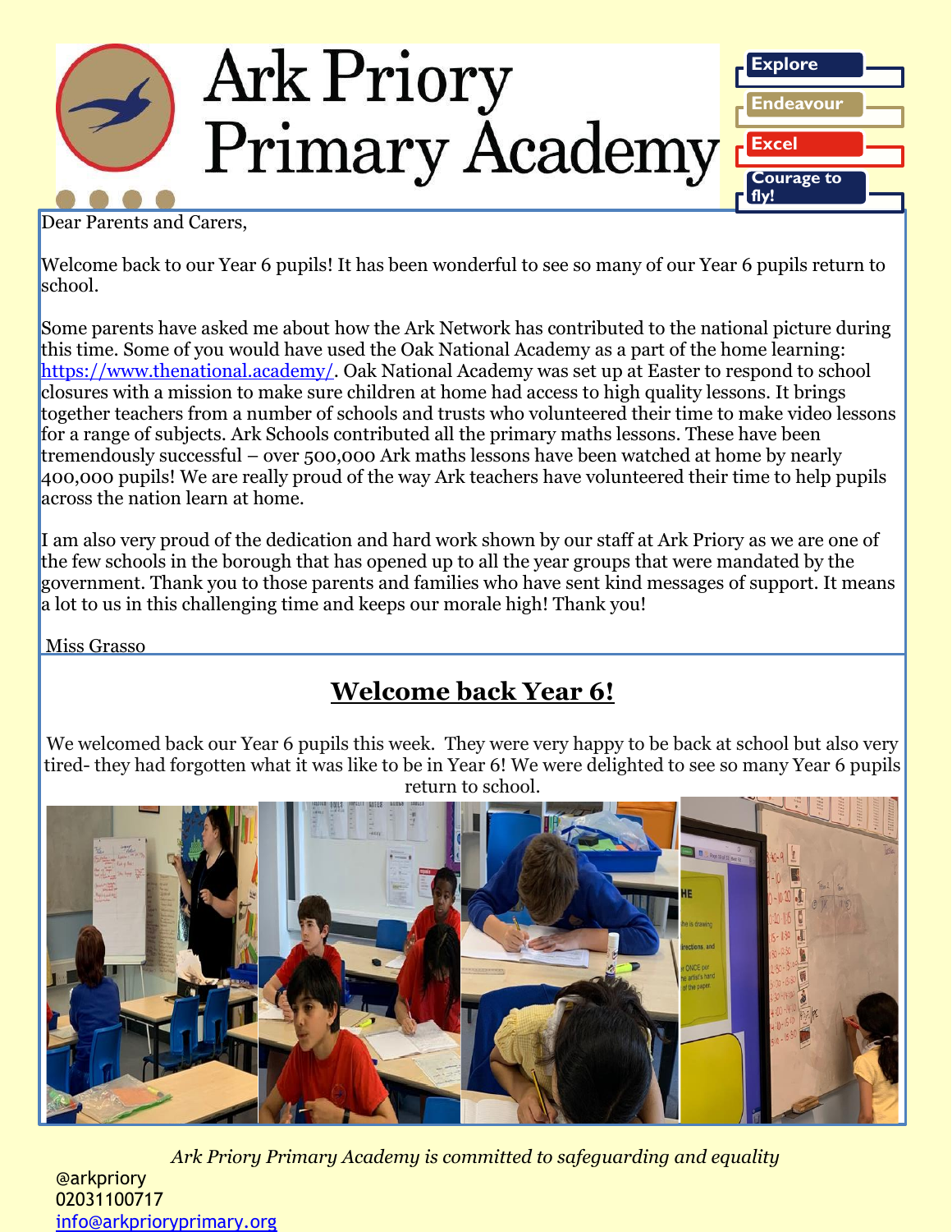# Ark Priory Primary Academy

Explore

Endeavour

Excel

Courage to fly!

Dear Parents and Carers,

Welcome back to our Year 6 pupils! It has been wonderful to see so many of our Year 6 pupils return to school.

Some parents have asked me about how the Ark Network has contributed to the national picture during this time. Some of you would have used the Oak National Academy as a part of the home learning: https://www.thenational.academy/. Oak National Academy was set up at Easter to respond to school closures with a mission to make sure children at home had access to high quality lessons. It brings together teachers from a number of schools and trusts who volunteered their time to make video lessons for a range of subjects. Ark Schools contributed all the primary maths lessons. These have been tremendously successful – over 500,000 Ark maths lessons have been watched at home by nearly 400,000 pupils! We are really proud of the way Ark teachers have volunteered their time to help pupils across the nation learn at home.

I am also very proud of the dedication and hard work shown by our staff at Ark Priory as we are one of the few schools in the borough that has opened up to all the year groups that were mandated by the government. Thank you to those parents and families who have sent kind messages of support. It means a lot to us in this challenging time and keeps our morale high! Thank you!

Miss Grasso

## Welcome back Year 6!

We welcomed back our Year 6 pupils this week. They were very happy to be back at school but also very tired- they had forgotten what it was like to be in Year 6! We were delighted to see so many Year 6 pupils return to school.

*Ark Priory Primary Academy is committed to safeguarding and equality*

@arkpriory
02031100717
info@arkprioryprimary.org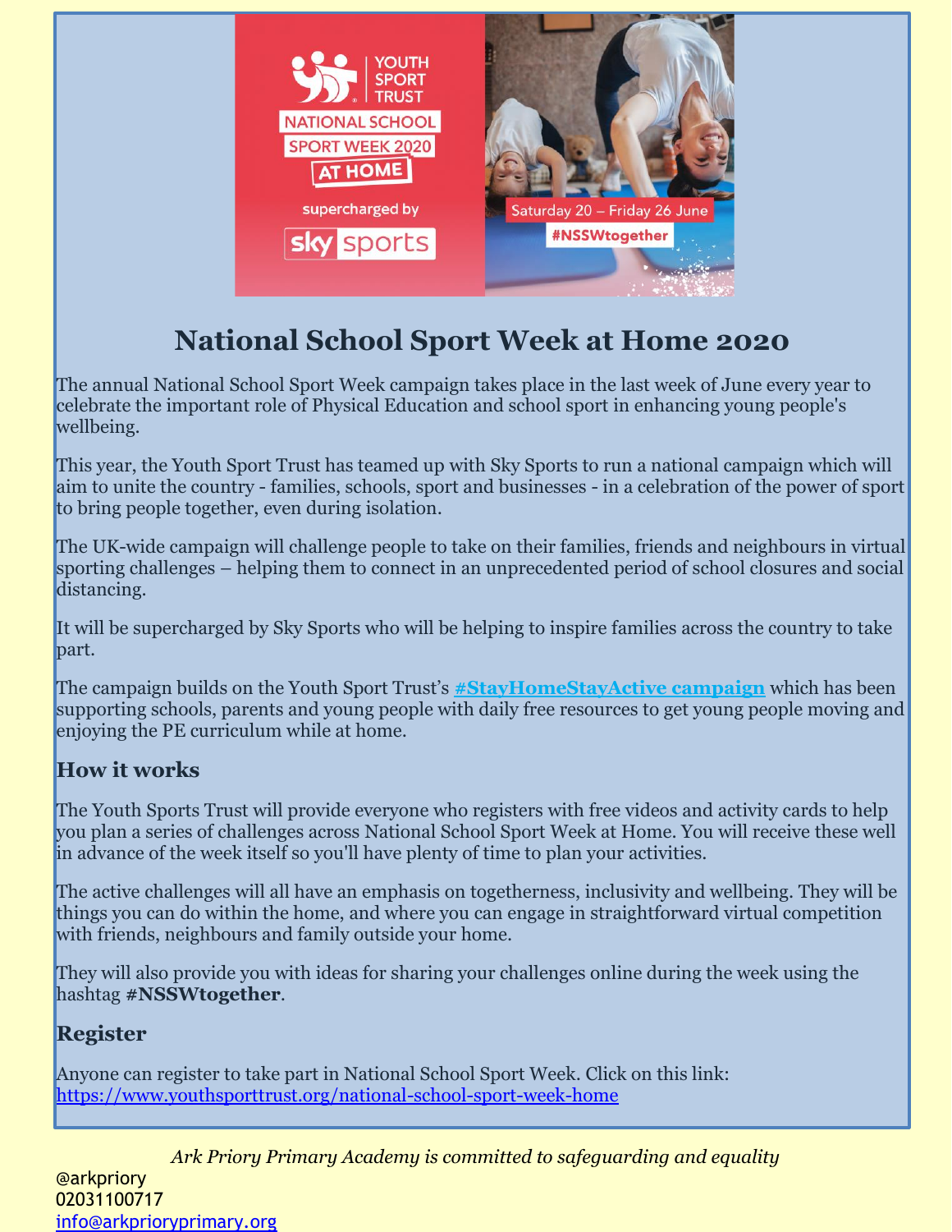# National School Sport Week at Home 2020

The annual National School Sport Week campaign takes place in the last week of June every year to celebrate the important role of Physical Education and school sport in enhancing young people's wellbeing.

This year, the Youth Sport Trust has teamed up with Sky Sports to run a national campaign which will aim to unite the country - families, schools, sport and businesses - in a celebration of the power of sport to bring people together, even during isolation.

The UK-wide campaign will challenge people to take on their families, friends and neighbours in virtual sporting challenges – helping them to connect in an unprecedented period of school closures and social distancing.

It will be supercharged by Sky Sports who will be helping to inspire families across the country to take part.

The campaign builds on the Youth Sport Trust's **#StayHomeStayActive campaign** which has been supporting schools, parents and young people with daily free resources to get young people moving and enjoying the PE curriculum while at home.

## How it works

The Youth Sports Trust will provide everyone who registers with free videos and activity cards to help you plan a series of challenges across National School Sport Week at Home. You will receive these well in advance of the week itself so you'll have plenty of time to plan your activities.

The active challenges will all have an emphasis on togetherness, inclusivity and wellbeing. They will be things you can do within the home, and where you can engage in straightforward virtual competition with friends, neighbours and family outside your home.

They will also provide you with ideas for sharing your challenges online during the week using the hashtag **#NSSWtogether**.

## Register

Anyone can register to take part in National School Sport Week. Click on this link: https://www.youthsporttrust.org/national-school-sport-week-home

*Ark Priory Primary Academy is committed to safeguarding and equality*

@arkpriory
02031100717
info@arkprioryprimary.org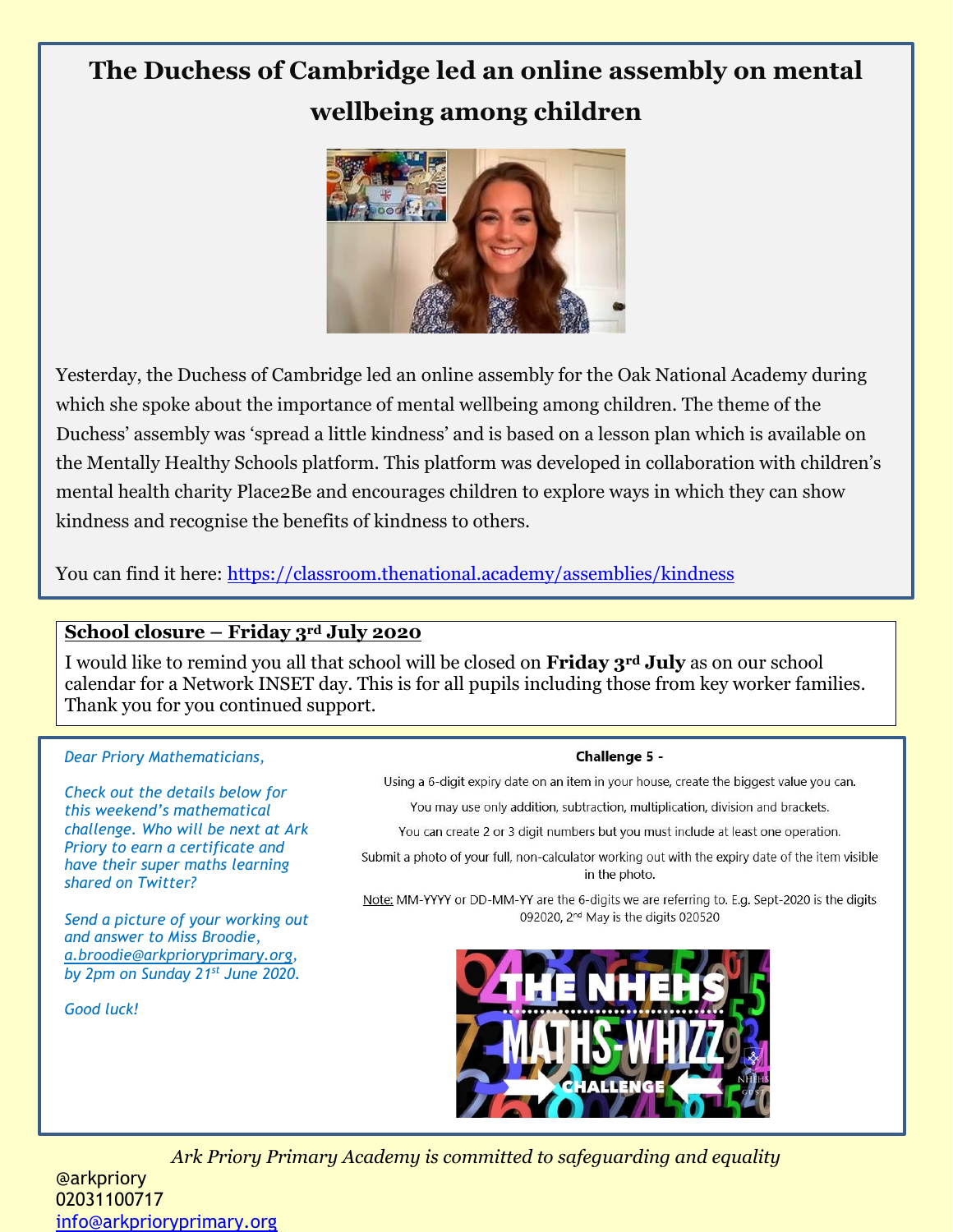## The Duchess of Cambridge led an online assembly on mental wellbeing among children

Yesterday, the Duchess of Cambridge led an online assembly for the Oak National Academy during which she spoke about the importance of mental wellbeing among children. The theme of the Duchess' assembly was 'spread a little kindness' and is based on a lesson plan which is available on the Mentally Healthy Schools platform. This platform was developed in collaboration with children's mental health charity Place2Be and encourages children to explore ways in which they can show kindness and recognise the benefits of kindness to others.

You can find it here: https://classroom.thenational.academy/assemblies/kindness

**School closure – Friday 3rd July 2020**

I would like to remind you all that school will be closed on **Friday 3rd July** as on our school calendar for a Network INSET day. This is for all pupils including those from key worker families. Thank you for you continued support.

*Dear Priory Mathematicians,*

*Check out the details below for this weekend's mathematical challenge. Who will be next at Ark Priory to earn a certificate and have their super maths learning shared on Twitter?*

*Send a picture of your working out and answer to Miss Broodie, a.broodie@arkprioryprimary.org, by 2pm on Sunday 21st June 2020.*

*Good luck!*

**Challenge 5 -**

Using a 6-digit expiry date on an item in your house, create the biggest value you can.

You may use only addition, subtraction, multiplication, division and brackets.

You can create 2 or 3 digit numbers but you must include at least one operation.

Submit a photo of your full, non-calculator working out with the expiry date of the item visible in the photo.

Note: MM-YYYY or DD-MM-YY are the 6-digits we are referring to. E.g. Sept-2020 is the digits 092020, 2nd May is the digits 020520

THE NHEHS MATHS-WHIZZ CHALLENGE

*Ark Priory Primary Academy is committed to safeguarding and equality*

@arkpriory
02031100717
info@arkprioryprimary.org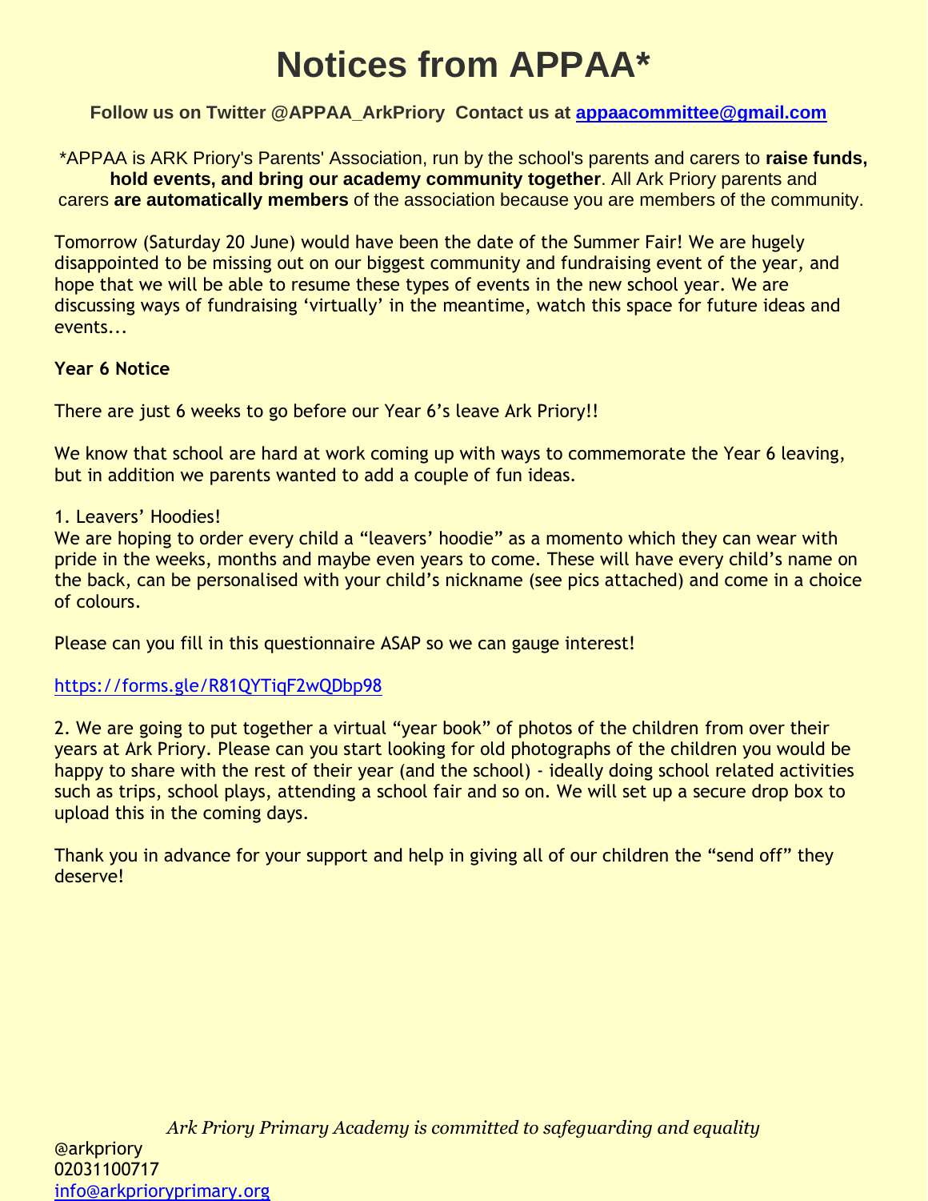# Notices from APPAA*

**Follow us on Twitter @APPAA_ArkPriory Contact us at appaacommittee@gmail.com**

*APPAA is ARK Priory's Parents' Association, run by the school's parents and carers to **raise funds, hold events, and bring our academy community together**. All Ark Priory parents and carers **are automatically members** of the association because you are members of the community.

Tomorrow (Saturday 20 June) would have been the date of the Summer Fair! We are hugely disappointed to be missing out on our biggest community and fundraising event of the year, and hope that we will be able to resume these types of events in the new school year. We are discussing ways of fundraising 'virtually' in the meantime, watch this space for future ideas and events...

**Year 6 Notice**

There are just 6 weeks to go before our Year 6's leave Ark Priory!!

We know that school are hard at work coming up with ways to commemorate the Year 6 leaving, but in addition we parents wanted to add a couple of fun ideas.

1. Leavers' Hoodies!
We are hoping to order every child a "leavers' hoodie" as a momento which they can wear with pride in the weeks, months and maybe even years to come. These will have every child's name on the back, can be personalised with your child's nickname (see pics attached) and come in a choice of colours.

Please can you fill in this questionnaire ASAP so we can gauge interest!

https://forms.gle/R81QYTiqF2wQDbp98

2. We are going to put together a virtual "year book" of photos of the children from over their years at Ark Priory. Please can you start looking for old photographs of the children you would be happy to share with the rest of their year (and the school) - ideally doing school related activities such as trips, school plays, attending a school fair and so on. We will set up a secure drop box to upload this in the coming days.

Thank you in advance for your support and help in giving all of our children the "send off" they deserve!

*Ark Priory Primary Academy is committed to safeguarding and equality*

@arkpriory
02031100717
info@arkprioryprimary.org